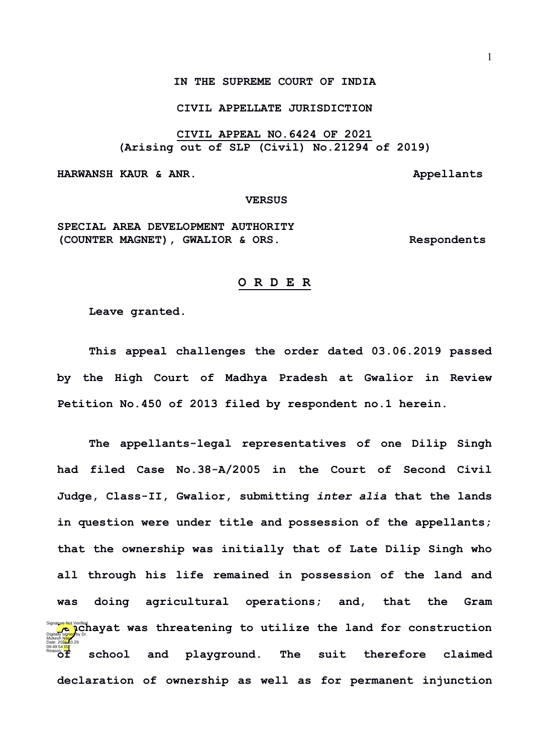**IN THE SUPREME COURT OF INDIA**

**CIVIL APPELLATE JURISDICTION**

**CIVIL APPEAL NO.6424 OF 2021**
**(Arising out of SLP (Civil) No.21294 of 2019)**

**HARWANSH KAUR & ANR. Appellants**

**VERSUS**

**SPECIAL AREA DEVELOPMENT AUTHORITY (COUNTER MAGNET), GWALIOR & ORS. Respondents**

**O R D E R**

**Leave granted.**

**This appeal challenges the order dated 03.06.2019 passed by the High Court of Madhya Pradesh at Gwalior in Review Petition No.450 of 2013 filed by respondent no.1 herein.**

**The appellants-legal representatives of one Dilip Singh had filed Case No.38-A/2005 in the Court of Second Civil Judge, Class-II, Gwalior, submitting *inter alia* that the lands in question were under title and possession of the appellants; that the ownership was initially that of Late Dilip Singh who all through his life remained in possession of the land and was doing agricultural operations; and, that the Gram Panchayat was threatening to utilize the land for construction of school and playground. The suit therefore claimed declaration of ownership as well as for permanent injunction**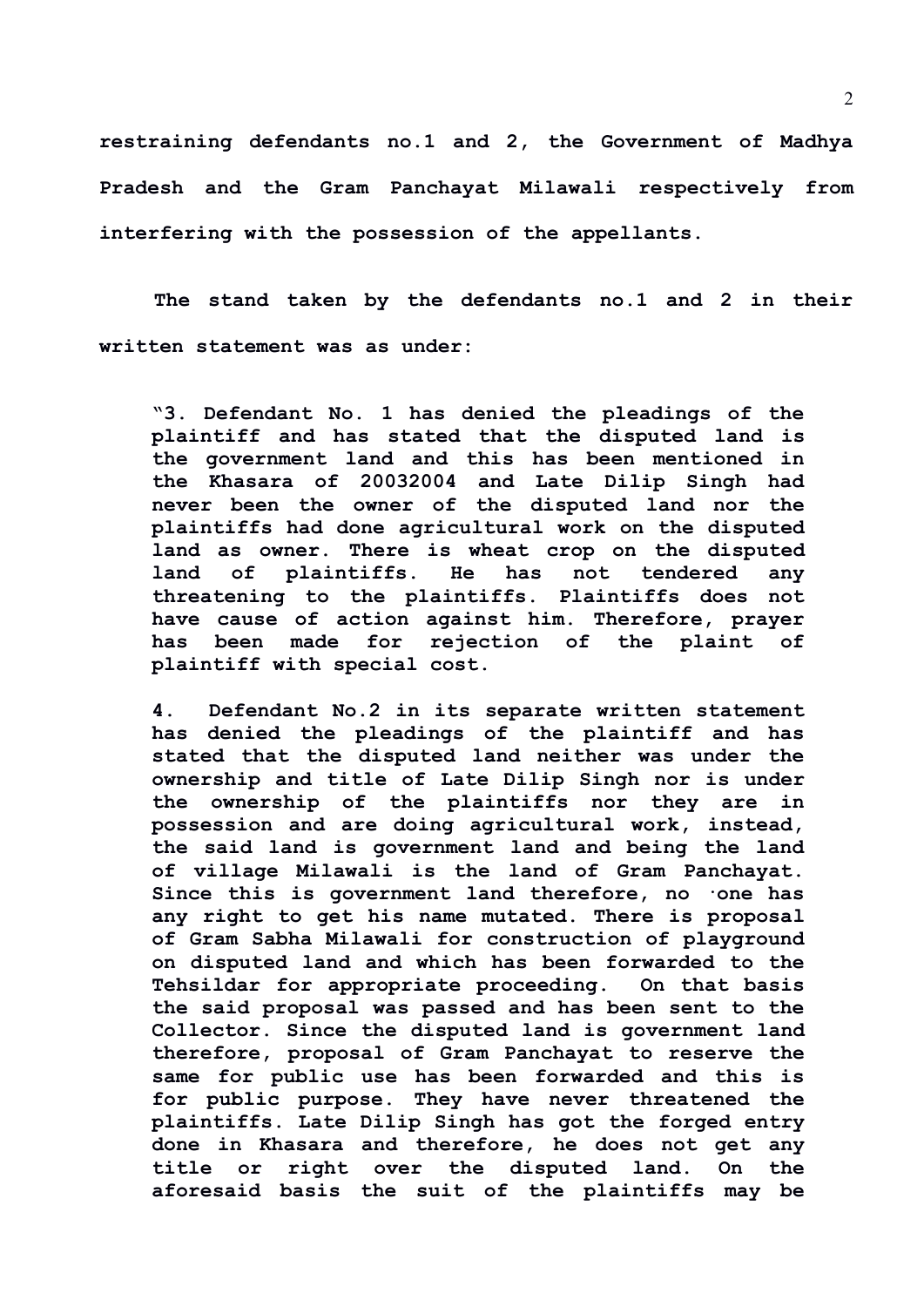**restraining defendants no.1 and 2, the Government of Madhya Pradesh and the Gram Panchayat Milawali respectively from interfering with the possession of the appellants.**

**The stand taken by the defendants no.1 and 2 in their written statement was as under:**

> **"3. Defendant No. 1 has denied the pleadings of the plaintiff and has stated that the disputed land is the government land and this has been mentioned in the Khasara of 20032004 and Late Dilip Singh had never been the owner of the disputed land nor the plaintiffs had done agricultural work on the disputed land as owner. There is wheat crop on the disputed land of plaintiffs. He has not tendered any threatening to the plaintiffs. Plaintiffs does not have cause of action against him. Therefore, prayer has been made for rejection of the plaint of plaintiff with special cost.**
>
> **4. Defendant No.2 in its separate written statement has denied the pleadings of the plaintiff and has stated that the disputed land neither was under the ownership and title of Late Dilip Singh nor is under the ownership of the plaintiffs nor they are in possession and are doing agricultural work, instead, the said land is government land and being the land of village Milawali is the land of Gram Panchayat. Since this is government land therefore, no one has any right to get his name mutated. There is proposal of Gram Sabha Milawali for construction of playground on disputed land and which has been forwarded to the Tehsildar for appropriate proceeding. On that basis the said proposal was passed and has been sent to the Collector. Since the disputed land is government land therefore, proposal of Gram Panchayat to reserve the same for public use has been forwarded and this is for public purpose. They have never threatened the plaintiffs. Late Dilip Singh has got the forged entry done in Khasara and therefore, he does not get any title or right over the disputed land. On the aforesaid basis the suit of the plaintiffs may be**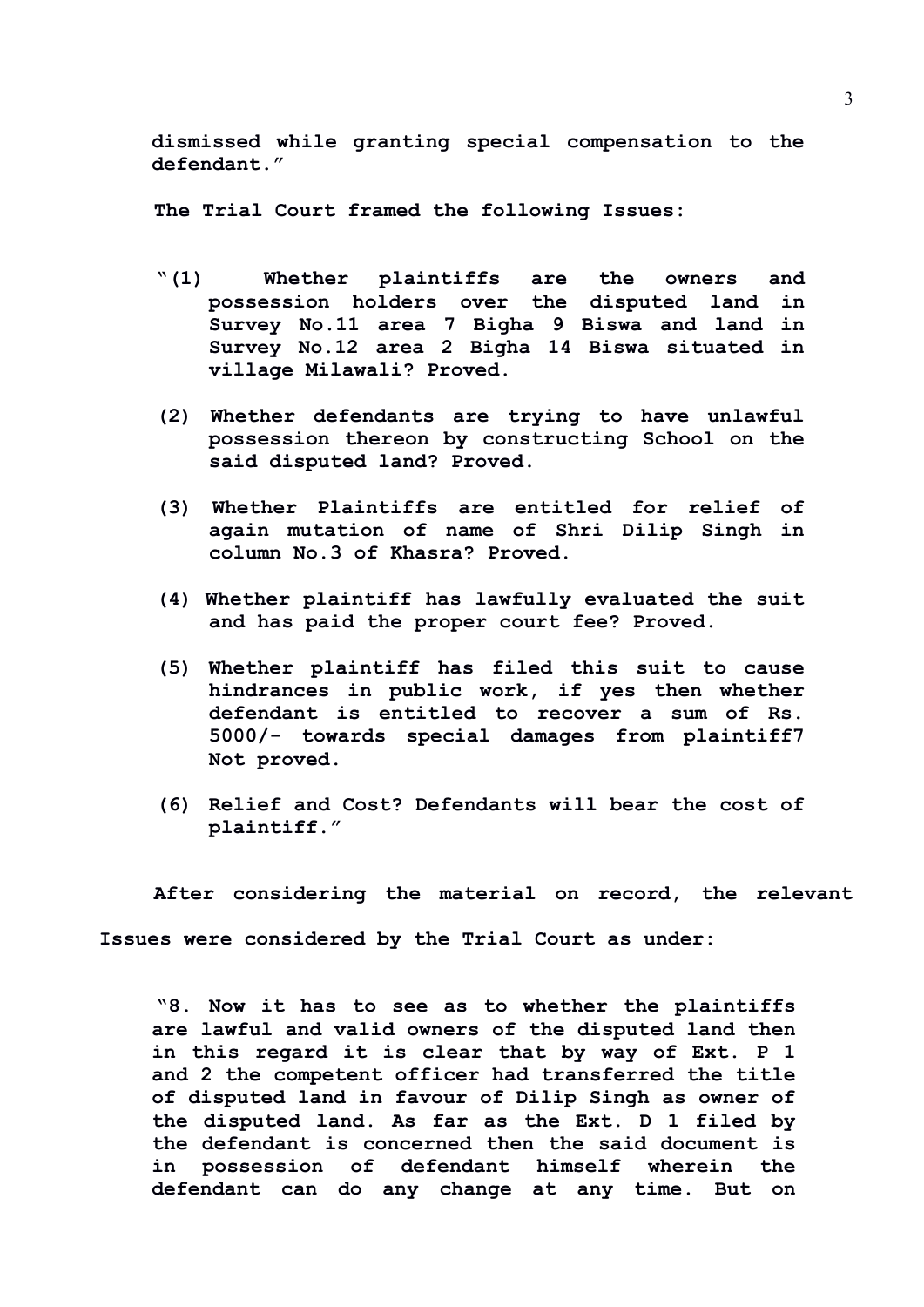**dismissed while granting special compensation to the defendant."**

**The Trial Court framed the following Issues:**

**"(1) Whether plaintiffs are the owners and possession holders over the disputed land in Survey No.11 area 7 Bigha 9 Biswa and land in Survey No.12 area 2 Bigha 14 Biswa situated in village Milawali? Proved.**

**(2) Whether defendants are trying to have unlawful possession thereon by constructing School on the said disputed land? Proved.**

**(3) Whether Plaintiffs are entitled for relief of again mutation of name of Shri Dilip Singh in column No.3 of Khasra? Proved.**

**(4) Whether plaintiff has lawfully evaluated the suit and has paid the proper court fee? Proved.**

**(5) Whether plaintiff has filed this suit to cause hindrances in public work, if yes then whether defendant is entitled to recover a sum of Rs. 5000/- towards special damages from plaintiff7 Not proved.**

**(6) Relief and Cost? Defendants will bear the cost of plaintiff."**

**After considering the material on record, the relevant Issues were considered by the Trial Court as under:**

**"8. Now it has to see as to whether the plaintiffs are lawful and valid owners of the disputed land then in this regard it is clear that by way of Ext. P 1 and 2 the competent officer had transferred the title of disputed land in favour of Dilip Singh as owner of the disputed land. As far as the Ext. D 1 filed by the defendant is concerned then the said document is in possession of defendant himself wherein the defendant can do any change at any time. But on**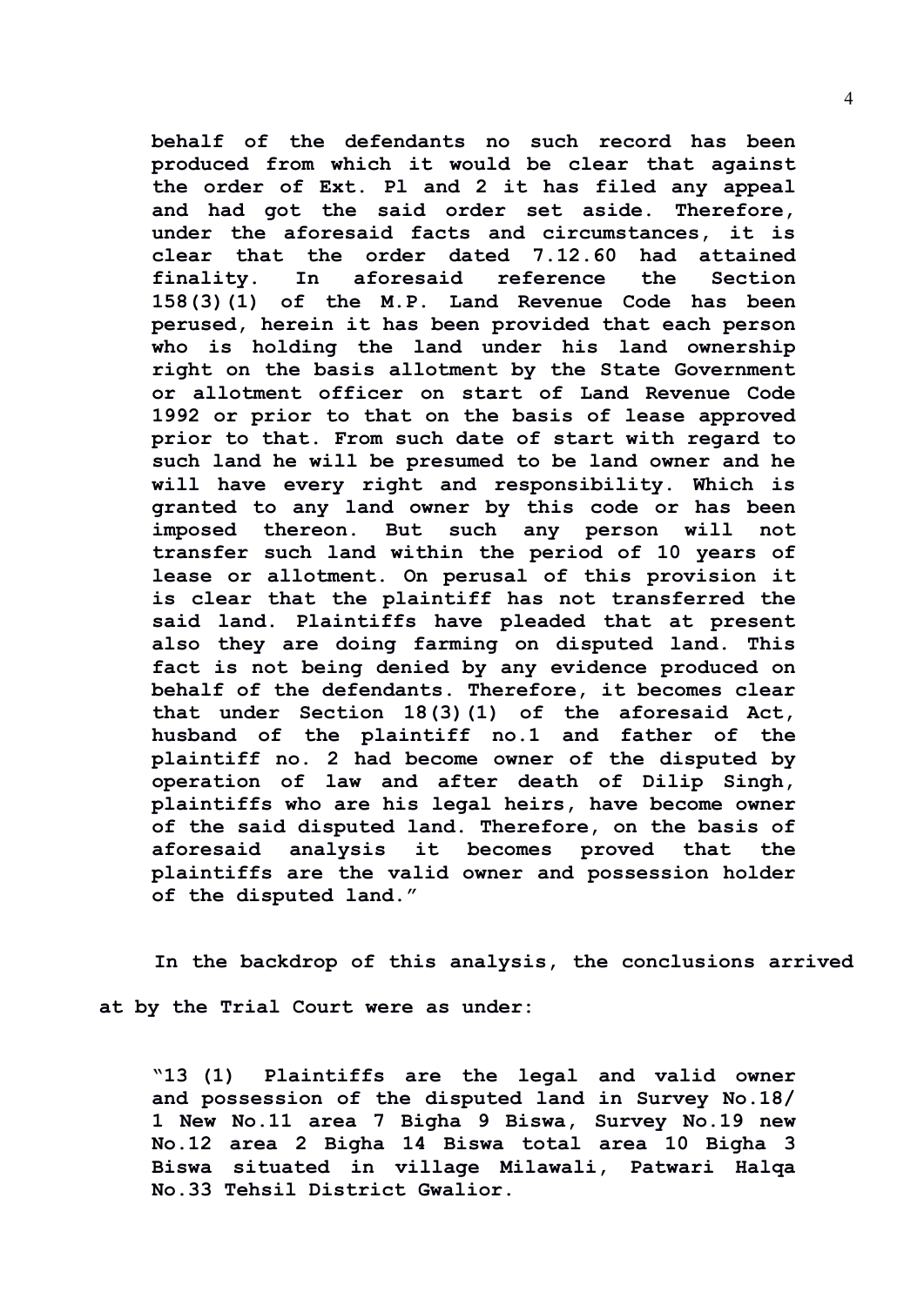**behalf of the defendants no such record has been produced from which it would be clear that against the order of Ext. Pl and 2 it has filed any appeal and had got the said order set aside. Therefore, under the aforesaid facts and circumstances, it is clear that the order dated 7.12.60 had attained finality. In aforesaid reference the Section 158(3)(1) of the M.P. Land Revenue Code has been perused, herein it has been provided that each person who is holding the land under his land ownership right on the basis allotment by the State Government or allotment officer on start of Land Revenue Code 1992 or prior to that on the basis of lease approved prior to that. From such date of start with regard to such land he will be presumed to be land owner and he will have every right and responsibility. Which is granted to any land owner by this code or has been imposed thereon. But such any person will not transfer such land within the period of 10 years of lease or allotment. On perusal of this provision it is clear that the plaintiff has not transferred the said land. Plaintiffs have pleaded that at present also they are doing farming on disputed land. This fact is not being denied by any evidence produced on behalf of the defendants. Therefore, it becomes clear that under Section 18(3)(1) of the aforesaid Act, husband of the plaintiff no.1 and father of the plaintiff no. 2 had become owner of the disputed by operation of law and after death of Dilip Singh, plaintiffs who are his legal heirs, have become owner of the said disputed land. Therefore, on the basis of aforesaid analysis it becomes proved that the plaintiffs are the valid owner and possession holder of the disputed land."**

**In the backdrop of this analysis, the conclusions arrived at by the Trial Court were as under:**

**"13 (1) Plaintiffs are the legal and valid owner and possession of the disputed land in Survey No.18/ 1 New No.11 area 7 Bigha 9 Biswa, Survey No.19 new No.12 area 2 Bigha 14 Biswa total area 10 Bigha 3 Biswa situated in village Milawali, Patwari Halqa No.33 Tehsil District Gwalior.**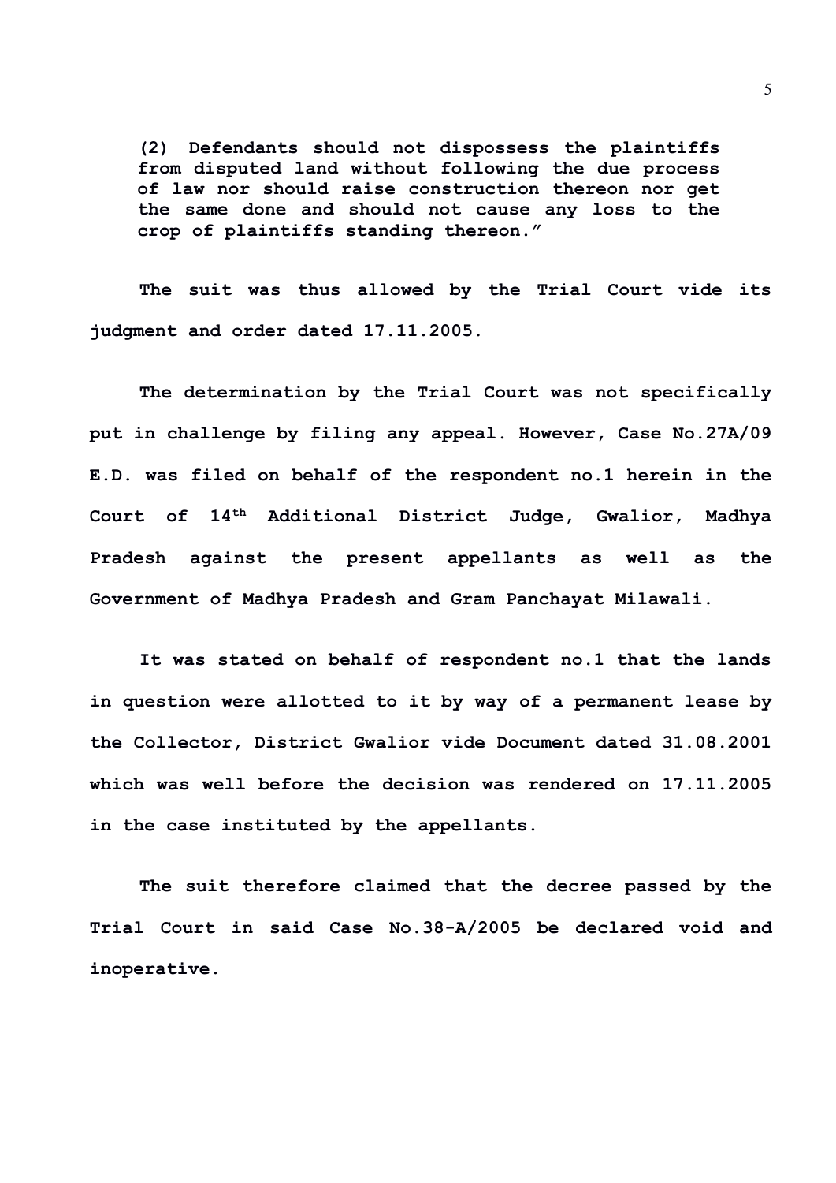> **(2) Defendants should not dispossess the plaintiffs from disputed land without following the due process of law nor should raise construction thereon nor get the same done and should not cause any loss to the crop of plaintiffs standing thereon."**

**The suit was thus allowed by the Trial Court vide its judgment and order dated 17.11.2005.**

**The determination by the Trial Court was not specifically put in challenge by filing any appeal. However, Case No.27A/09 E.D. was filed on behalf of the respondent no.1 herein in the Court of 14th Additional District Judge, Gwalior, Madhya Pradesh against the present appellants as well as the Government of Madhya Pradesh and Gram Panchayat Milawali.**

**It was stated on behalf of respondent no.1 that the lands in question were allotted to it by way of a permanent lease by the Collector, District Gwalior vide Document dated 31.08.2001 which was well before the decision was rendered on 17.11.2005 in the case instituted by the appellants.**

**The suit therefore claimed that the decree passed by the Trial Court in said Case No.38-A/2005 be declared void and inoperative.**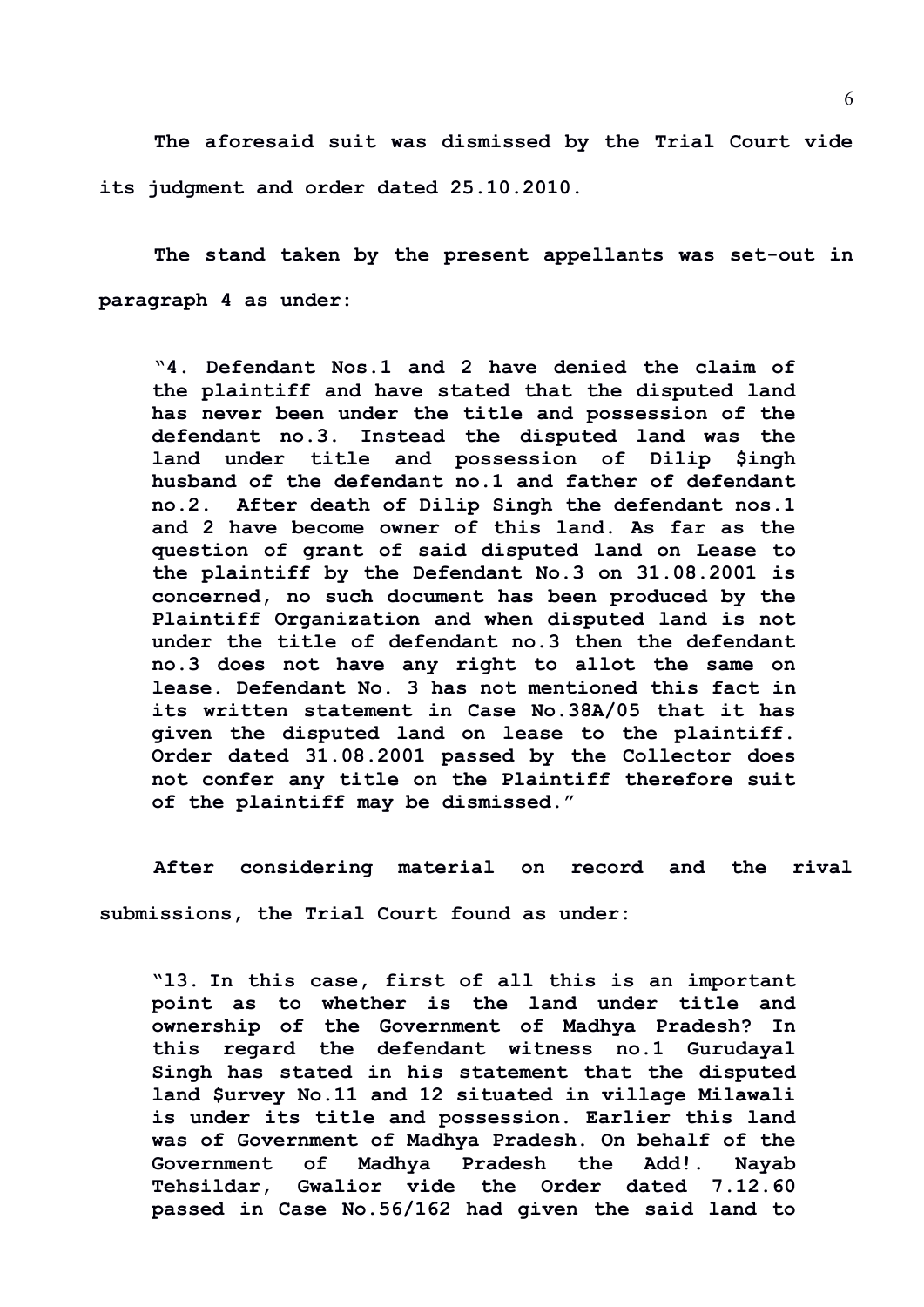**The aforesaid suit was dismissed by the Trial Court vide its judgment and order dated 25.10.2010.**

**The stand taken by the present appellants was set-out in paragraph 4 as under:**

> **"4. Defendant Nos.1 and 2 have denied the claim of the plaintiff and have stated that the disputed land has never been under the title and possession of the defendant no.3. Instead the disputed land was the land under title and possession of Dilip $ingh husband of the defendant no.1 and father of defendant no.2. After death of Dilip Singh the defendant nos.1 and 2 have become owner of this land. As far as the question of grant of said disputed land on Lease to the plaintiff by the Defendant No.3 on 31.08.2001 is concerned, no such document has been produced by the Plaintiff Organization and when disputed land is not under the title of defendant no.3 then the defendant no.3 does not have any right to allot the same on lease. Defendant No. 3 has not mentioned this fact in its written statement in Case No.38A/05 that it has given the disputed land on lease to the plaintiff. Order dated 31.08.2001 passed by the Collector does not confer any title on the Plaintiff therefore suit of the plaintiff may be dismissed."**

**After considering material on record and the rival submissions, the Trial Court found as under:**

> **"13. In this case, first of all this is an important point as to whether is the land under title and ownership of the Government of Madhya Pradesh? In this regard the defendant witness no.1 Gurudayal Singh has stated in his statement that the disputed land $urvey No.11 and 12 situated in village Milawali is under its title and possession. Earlier this land was of Government of Madhya Pradesh. On behalf of the Government of Madhya Pradesh the Add!. Nayab Tehsildar, Gwalior vide the Order dated 7.12.60 passed in Case No.56/162 had given the said land to**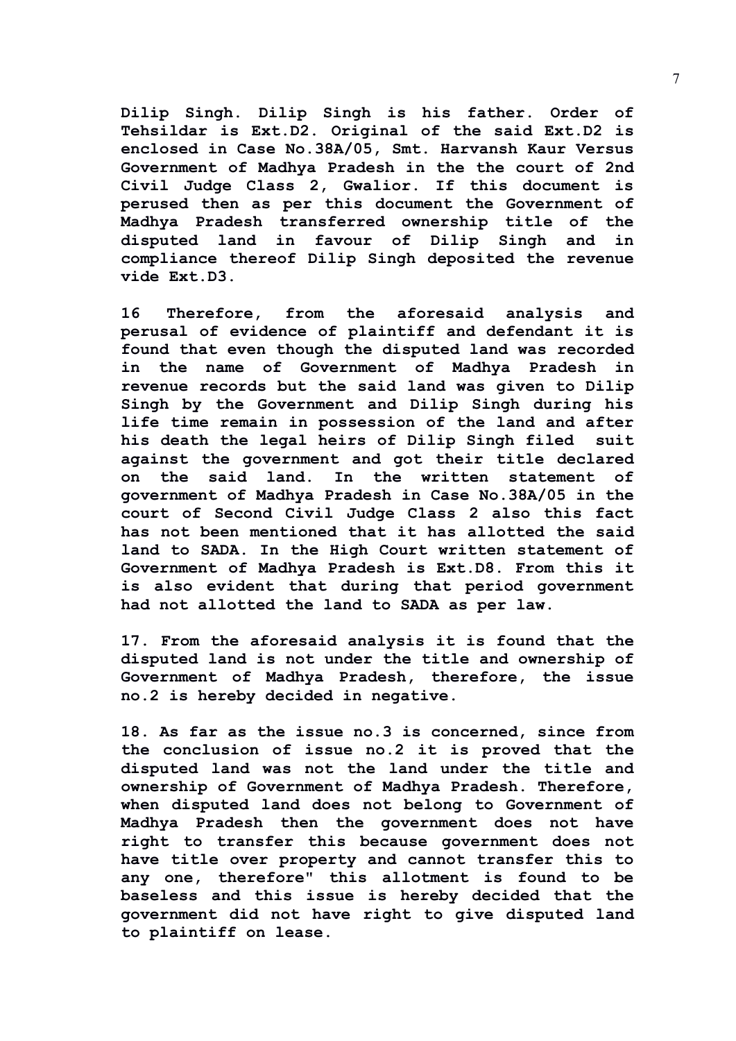**Dilip Singh. Dilip Singh is his father. Order of Tehsildar is Ext.D2. Original of the said Ext.D2 is enclosed in Case No.38A/05, Smt. Harvansh Kaur Versus Government of Madhya Pradesh in the the court of 2nd Civil Judge Class 2, Gwalior. If this document is perused then as per this document the Government of Madhya Pradesh transferred ownership title of the disputed land in favour of Dilip Singh and in compliance thereof Dilip Singh deposited the revenue vide Ext.D3.**

**16 Therefore, from the aforesaid analysis and perusal of evidence of plaintiff and defendant it is found that even though the disputed land was recorded in the name of Government of Madhya Pradesh in revenue records but the said land was given to Dilip Singh by the Government and Dilip Singh during his life time remain in possession of the land and after his death the legal heirs of Dilip Singh filed suit against the government and got their title declared on the said land. In the written statement of government of Madhya Pradesh in Case No.38A/05 in the court of Second Civil Judge Class 2 also this fact has not been mentioned that it has allotted the said land to SADA. In the High Court written statement of Government of Madhya Pradesh is Ext.D8. From this it is also evident that during that period government had not allotted the land to SADA as per law.**

**17. From the aforesaid analysis it is found that the disputed land is not under the title and ownership of Government of Madhya Pradesh, therefore, the issue no.2 is hereby decided in negative.**

**18. As far as the issue no.3 is concerned, since from the conclusion of issue no.2 it is proved that the disputed land was not the land under the title and ownership of Government of Madhya Pradesh. Therefore, when disputed land does not belong to Government of Madhya Pradesh then the government does not have right to transfer this because government does not have title over property and cannot transfer this to any one, therefore" this allotment is found to be baseless and this issue is hereby decided that the government did not have right to give disputed land to plaintiff on lease.**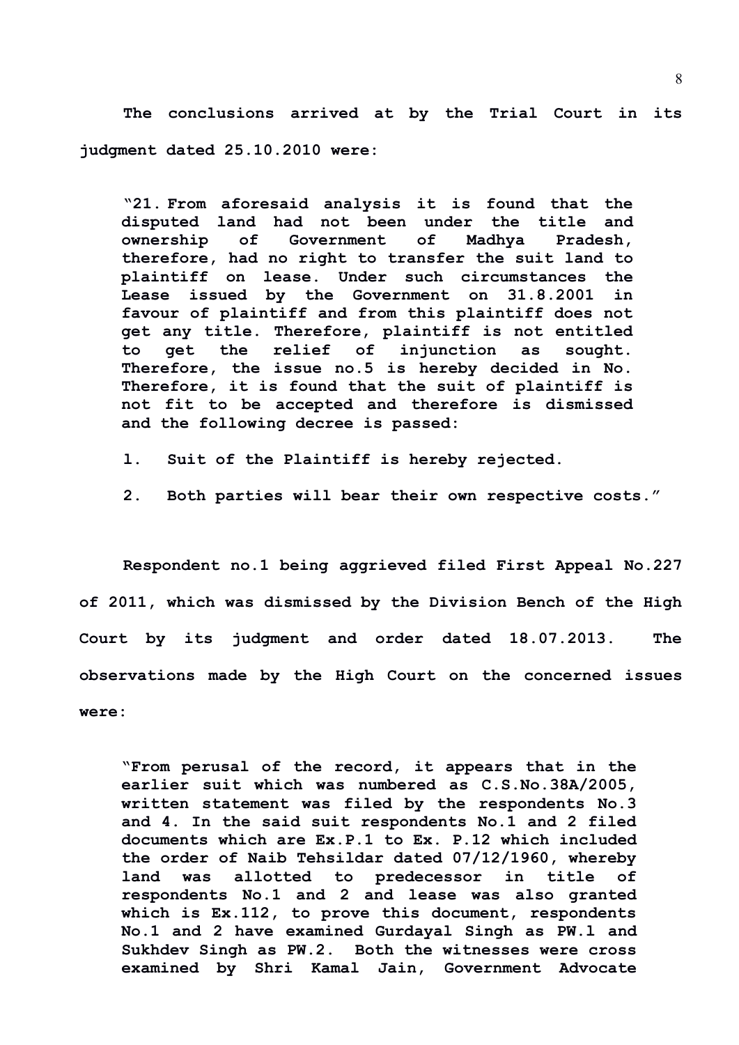**The conclusions arrived at by the Trial Court in its judgment dated 25.10.2010 were:**

> **"21. From aforesaid analysis it is found that the disputed land had not been under the title and ownership of Government of Madhya Pradesh, therefore, had no right to transfer the suit land to plaintiff on lease. Under such circumstances the Lease issued by the Government on 31.8.2001 in favour of plaintiff and from this plaintiff does not get any title. Therefore, plaintiff is not entitled to get the relief of injunction as sought. Therefore, the issue no.5 is hereby decided in No. Therefore, it is found that the suit of plaintiff is not fit to be accepted and therefore is dismissed and the following decree is passed:**
>
> **1. Suit of the Plaintiff is hereby rejected.**
>
> **2. Both parties will bear their own respective costs."**

**Respondent no.1 being aggrieved filed First Appeal No.227 of 2011, which was dismissed by the Division Bench of the High Court by its judgment and order dated 18.07.2013. The observations made by the High Court on the concerned issues were:**

> **"From perusal of the record, it appears that in the earlier suit which was numbered as C.S.No.38A/2005, written statement was filed by the respondents No.3 and 4. In the said suit respondents No.1 and 2 filed documents which are Ex.P.1 to Ex. P.12 which included the order of Naib Tehsildar dated 07/12/1960, whereby land was allotted to predecessor in title of respondents No.1 and 2 and lease was also granted which is Ex.112, to prove this document, respondents No.1 and 2 have examined Gurdayal Singh as PW.1 and Sukhdev Singh as PW.2. Both the witnesses were cross examined by Shri Kamal Jain, Government Advocate**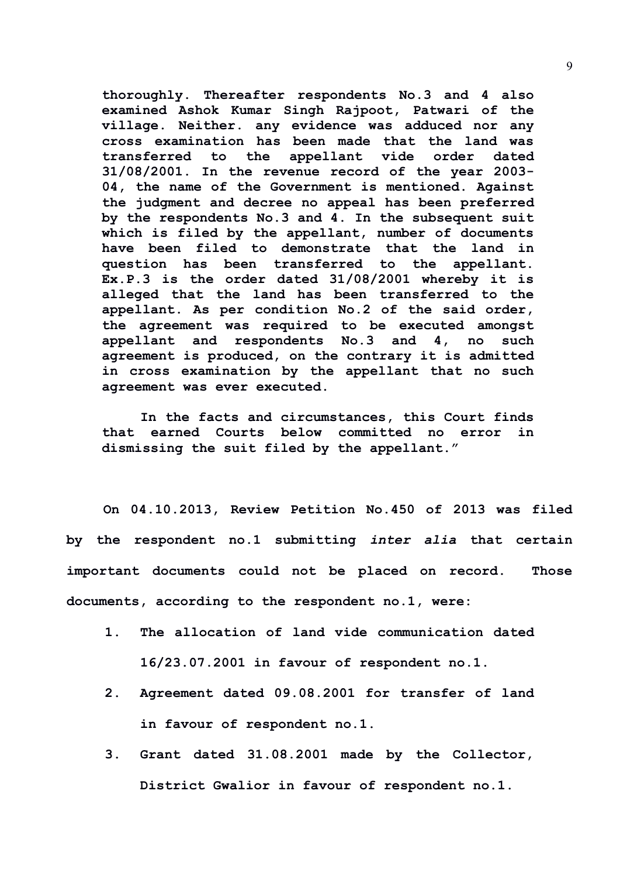**thoroughly. Thereafter respondents No.3 and 4 also examined Ashok Kumar Singh Rajpoot, Patwari of the village. Neither. any evidence was adduced nor any cross examination has been made that the land was transferred to the appellant vide order dated 31/08/2001. In the revenue record of the year 2003-04, the name of the Government is mentioned. Against the judgment and decree no appeal has been preferred by the respondents No.3 and 4. In the subsequent suit which is filed by the appellant, number of documents have been filed to demonstrate that the land in question has been transferred to the appellant. Ex.P.3 is the order dated 31/08/2001 whereby it is alleged that the land has been transferred to the appellant. As per condition No.2 of the said order, the agreement was required to be executed amongst appellant and respondents No.3 and 4, no such agreement is produced, on the contrary it is admitted in cross examination by the appellant that no such agreement was ever executed.**

**In the facts and circumstances, this Court finds that earned Courts below committed no error in dismissing the suit filed by the appellant."**

**On 04.10.2013, Review Petition No.450 of 2013 was filed by the respondent no.1 submitting *inter alia* that certain important documents could not be placed on record. Those documents, according to the respondent no.1, were:**

1. **The allocation of land vide communication dated 16/23.07.2001 in favour of respondent no.1.**
2. **Agreement dated 09.08.2001 for transfer of land in favour of respondent no.1.**
3. **Grant dated 31.08.2001 made by the Collector, District Gwalior in favour of respondent no.1.**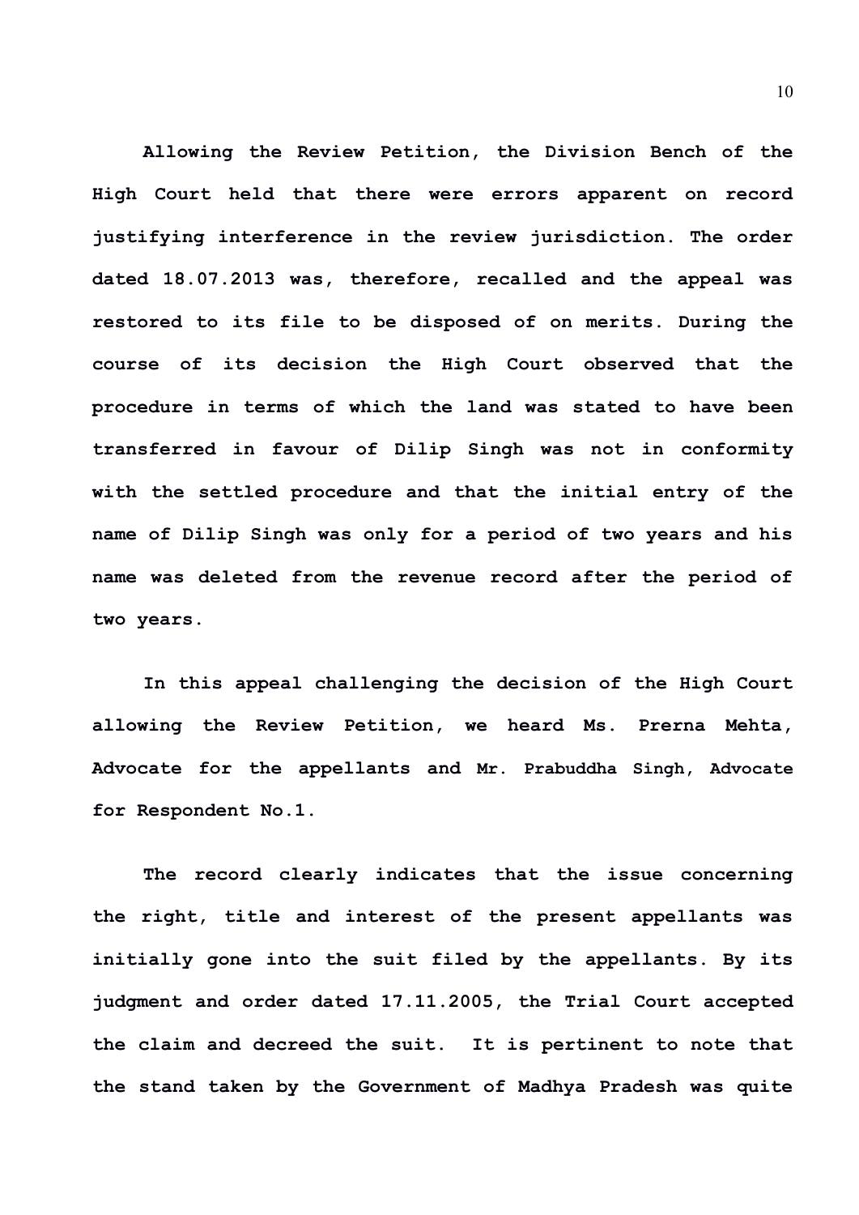Allowing the Review Petition, the Division Bench of the High Court held that there were errors apparent on record justifying interference in the review jurisdiction. The order dated 18.07.2013 was, therefore, recalled and the appeal was restored to its file to be disposed of on merits. During the course of its decision the High Court observed that the procedure in terms of which the land was stated to have been transferred in favour of Dilip Singh was not in conformity with the settled procedure and that the initial entry of the name of Dilip Singh was only for a period of two years and his name was deleted from the revenue record after the period of two years.

In this appeal challenging the decision of the High Court allowing the Review Petition, we heard Ms. Prerna Mehta, Advocate for the appellants and Mr. Prabuddha Singh, Advocate for Respondent No.1.

The record clearly indicates that the issue concerning the right, title and interest of the present appellants was initially gone into the suit filed by the appellants. By its judgment and order dated 17.11.2005, the Trial Court accepted the claim and decreed the suit. It is pertinent to note that the stand taken by the Government of Madhya Pradesh was quite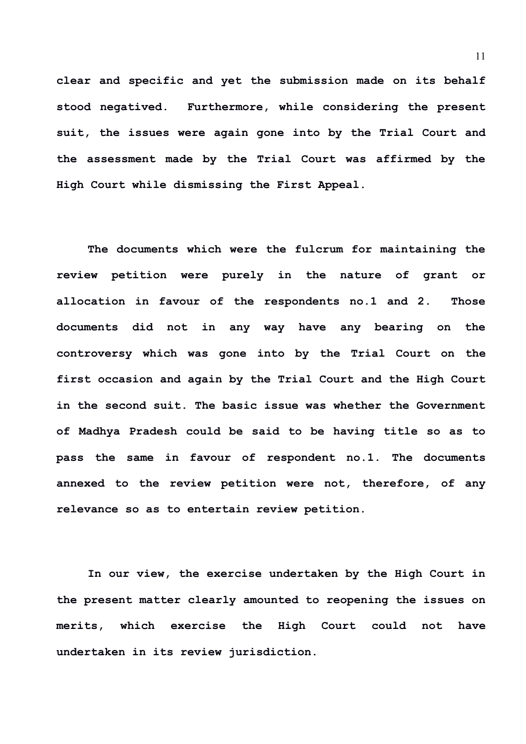clear and specific and yet the submission made on its behalf stood negatived. Furthermore, while considering the present suit, the issues were again gone into by the Trial Court and the assessment made by the Trial Court was affirmed by the High Court while dismissing the First Appeal.

The documents which were the fulcrum for maintaining the review petition were purely in the nature of grant or allocation in favour of the respondents no.1 and 2. Those documents did not in any way have any bearing on the controversy which was gone into by the Trial Court on the first occasion and again by the Trial Court and the High Court in the second suit. The basic issue was whether the Government of Madhya Pradesh could be said to be having title so as to pass the same in favour of respondent no.1. The documents annexed to the review petition were not, therefore, of any relevance so as to entertain review petition.

In our view, the exercise undertaken by the High Court in the present matter clearly amounted to reopening the issues on merits, which exercise the High Court could not have undertaken in its review jurisdiction.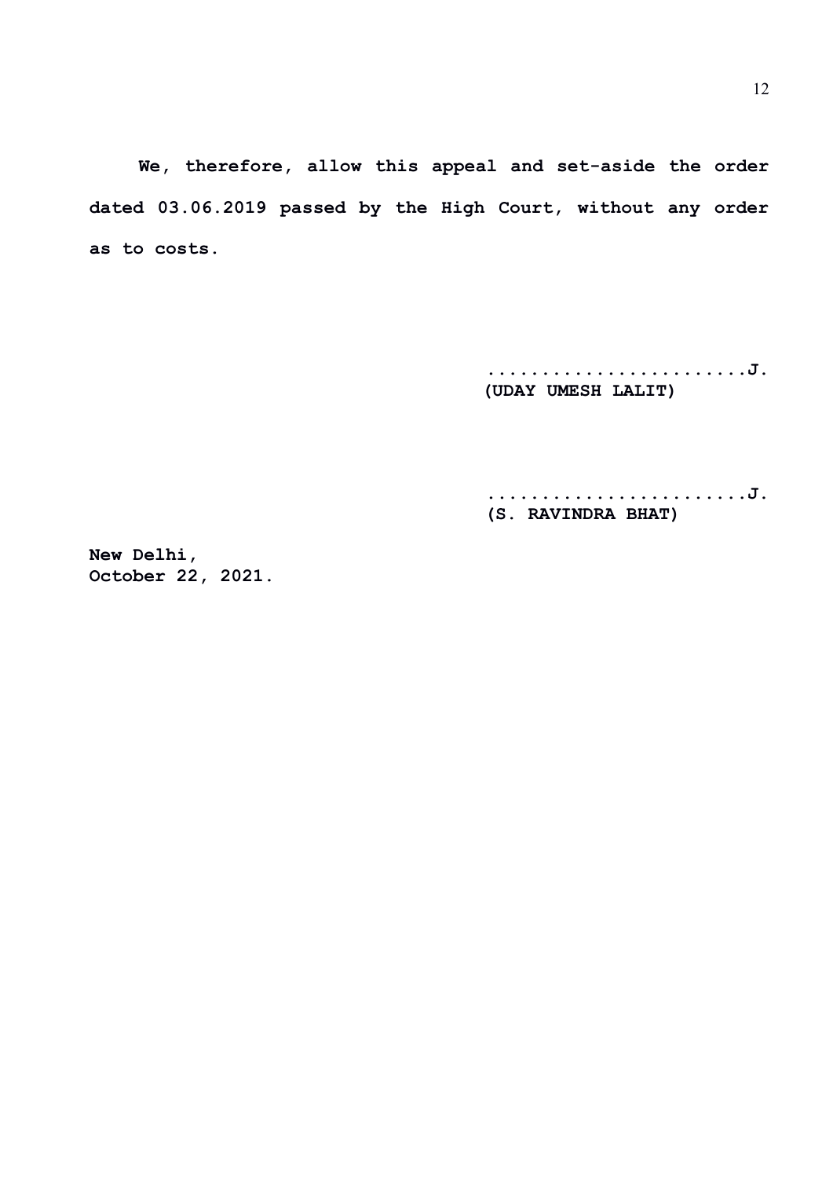**We, therefore, allow this appeal and set-aside the order dated 03.06.2019 passed by the High Court, without any order as to costs.**

**.......................J.**
**(UDAY UMESH LALIT)**

**.......................J.**
**(S. RAVINDRA BHAT)**

**New Delhi,**
**October 22, 2021.**